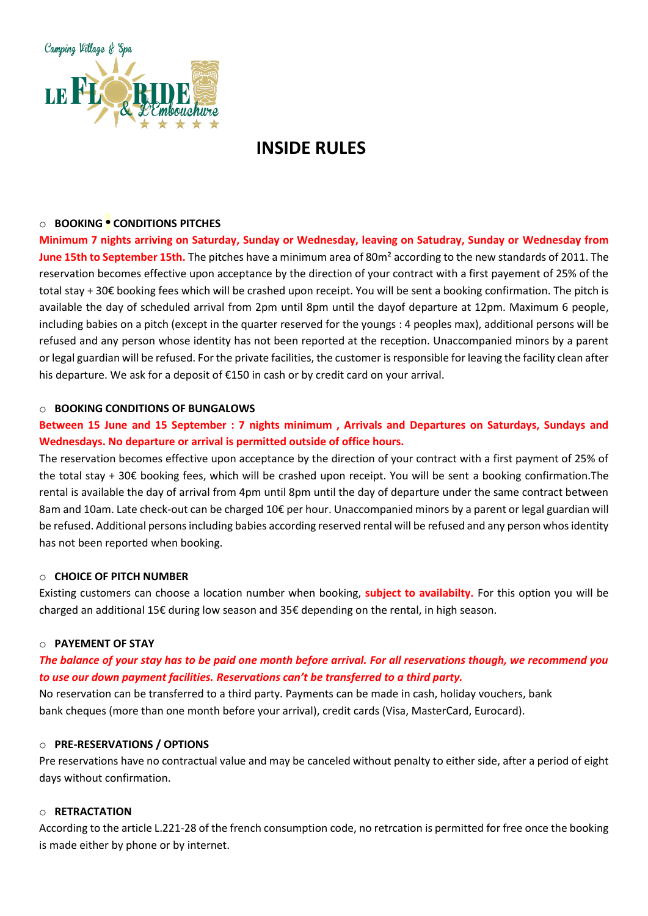Camping Village & Spa

LE FLORIDE & L'Embouchure

# INSIDE RULES

## BOOKING • CONDITIONS PITCHES

**Minimum 7 nights arriving on Saturday, Sunday or Wednesday, leaving on Satudray, Sunday or Wednesday from June 15th to September 15th.** The pitches have a minimum area of 80m² according to the new standards of 2011. The reservation becomes effective upon acceptance by the direction of your contract with a first payement of 25% of the total stay + 30€ booking fees which will be crashed upon receipt. You will be sent a booking confirmation. The pitch is available the day of scheduled arrival from 2pm until 8pm until the dayof departure at 12pm. Maximum 6 people, including babies on a pitch (except in the quarter reserved for the youngs : 4 peoples max), additional persons will be refused and any person whose identity has not been reported at the reception. Unaccompanied minors by a parent or legal guardian will be refused. For the private facilities, the customer is responsible for leaving the facility clean after his departure. We ask for a deposit of €150 in cash or by credit card on your arrival.

## BOOKING CONDITIONS OF BUNGALOWS

**Between 15 June and 15 September : 7 nights minimum , Arrivals and Departures on Saturdays, Sundays and Wednesdays. No departure or arrival is permitted outside of office hours.**

The reservation becomes effective upon acceptance by the direction of your contract with a first payment of 25% of the total stay + 30€ booking fees, which will be crashed upon receipt. You will be sent a booking confirmation.The rental is available the day of arrival from 4pm until 8pm until the day of departure under the same contract between 8am and 10am. Late check-out can be charged 10€ per hour. Unaccompanied minors by a parent or legal guardian will be refused. Additional persons including babies according reserved rental will be refused and any person whos identity has not been reported when booking.

## CHOICE OF PITCH NUMBER

Existing customers can choose a location number when booking, **subject to availabilty.** For this option you will be charged an additional 15€ during low season and 35€ depending on the rental, in high season.

## PAYEMENT OF STAY

***The balance of your stay has to be paid one month before arrival. For all reservations though, we recommend you to use our down payment facilities. Reservations can't be transferred to a third party.***

No reservation can be transferred to a third party. Payments can be made in cash, holiday vouchers, bank bank cheques (more than one month before your arrival), credit cards (Visa, MasterCard, Eurocard).

## PRE-RESERVATIONS / OPTIONS

Pre reservations have no contractual value and may be canceled without penalty to either side, after a period of eight days without confirmation.

## RETRACTATION

According to the article L.221-28 of the french consumption code, no retrcation is permitted for free once the booking is made either by phone or by internet.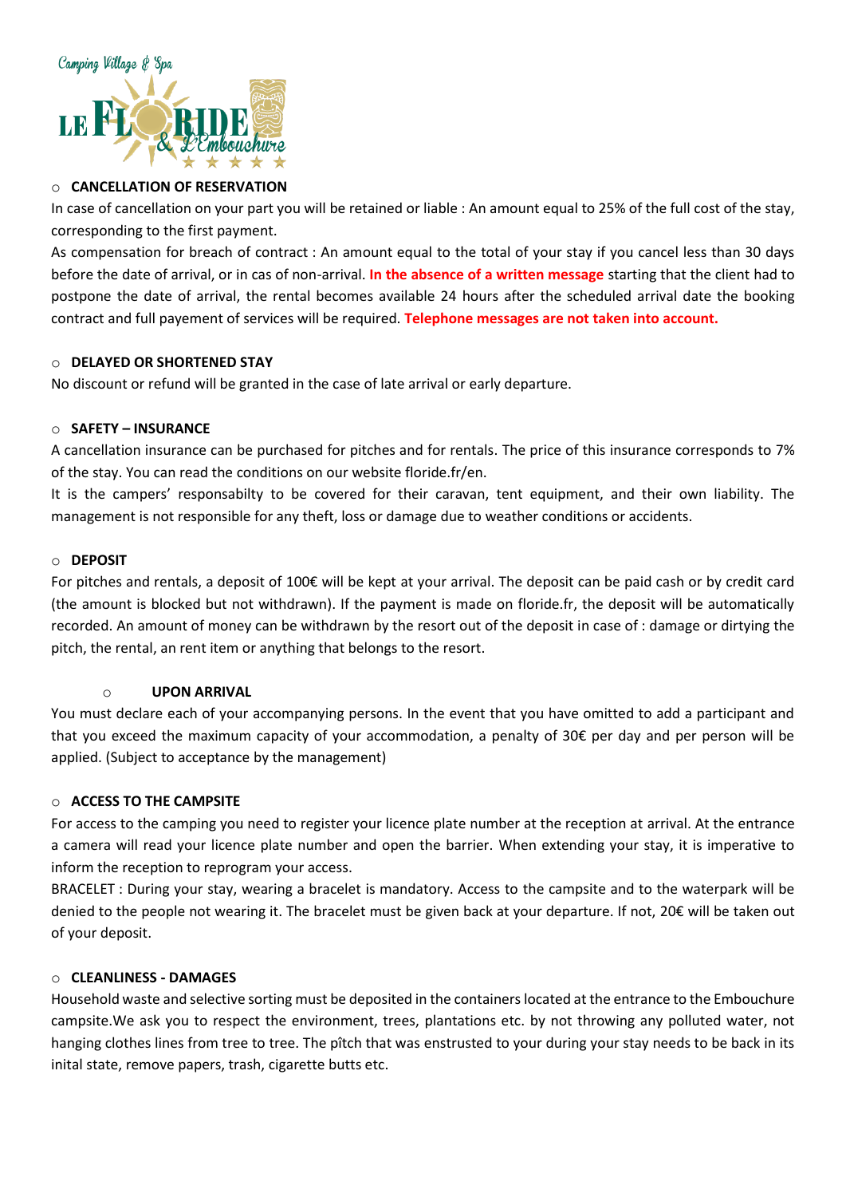## CANCELLATION OF RESERVATION

In case of cancellation on your part you will be retained or liable : An amount equal to 25% of the full cost of the stay, corresponding to the first payment.

As compensation for breach of contract : An amount equal to the total of your stay if you cancel less than 30 days before the date of arrival, or in cas of non-arrival. **In the absence of a written message** starting that the client had to postpone the date of arrival, the rental becomes available 24 hours after the scheduled arrival date the booking contract and full payement of services will be required. **Telephone messages are not taken into account.**

## DELAYED OR SHORTENED STAY

No discount or refund will be granted in the case of late arrival or early departure.

## SAFETY – INSURANCE

A cancellation insurance can be purchased for pitches and for rentals. The price of this insurance corresponds to 7% of the stay. You can read the conditions on our website floride.fr/en.

It is the campers' responsabilty to be covered for their caravan, tent equipment, and their own liability. The management is not responsible for any theft, loss or damage due to weather conditions or accidents.

## DEPOSIT

For pitches and rentals, a deposit of 100€ will be kept at your arrival. The deposit can be paid cash or by credit card (the amount is blocked but not withdrawn). If the payment is made on floride.fr, the deposit will be automatically recorded. An amount of money can be withdrawn by the resort out of the deposit in case of : damage or dirtying the pitch, the rental, an rent item or anything that belongs to the resort.

## UPON ARRIVAL

You must declare each of your accompanying persons. In the event that you have omitted to add a participant and that you exceed the maximum capacity of your accommodation, a penalty of 30€ per day and per person will be applied. (Subject to acceptance by the management)

## ACCESS TO THE CAMPSITE

For access to the camping you need to register your licence plate number at the reception at arrival. At the entrance a camera will read your licence plate number and open the barrier. When extending your stay, it is imperative to inform the reception to reprogram your access.

BRACELET : During your stay, wearing a bracelet is mandatory. Access to the campsite and to the waterpark will be denied to the people not wearing it. The bracelet must be given back at your departure. If not, 20€ will be taken out of your deposit.

## CLEANLINESS - DAMAGES

Household waste and selective sorting must be deposited in the containers located at the entrance to the Embouchure campsite.We ask you to respect the environment, trees, plantations etc. by not throwing any polluted water, not hanging clothes lines from tree to tree. The pîtch that was enstrusted to your during your stay needs to be back in its inital state, remove papers, trash, cigarette butts etc.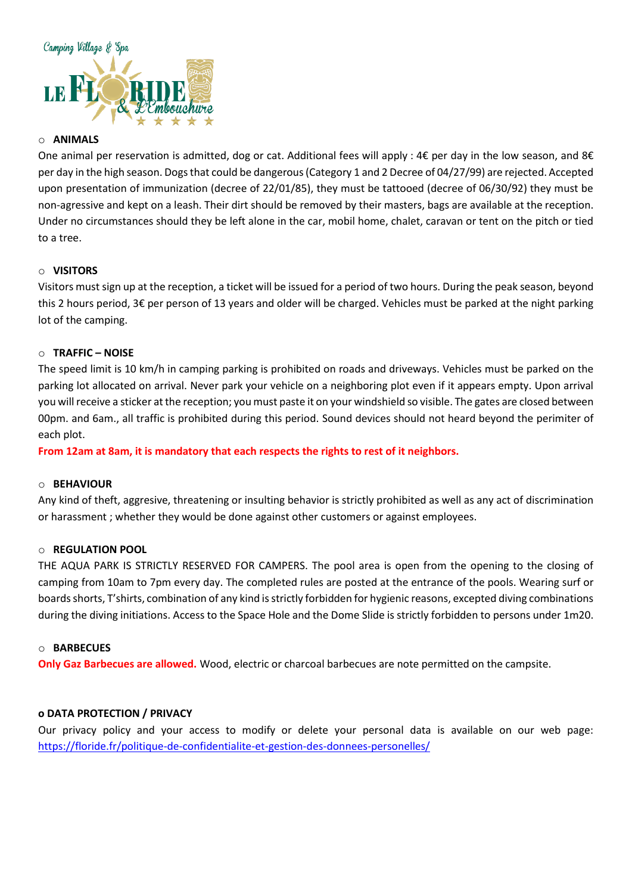Camping Village & Spa

LE FLORIDE & L'Embouchure

- **ANIMALS**

One animal per reservation is admitted, dog or cat. Additional fees will apply : 4€ per day in the low season, and 8€ per day in the high season. Dogs that could be dangerous (Category 1 and 2 Decree of 04/27/99) are rejected. Accepted upon presentation of immunization (decree of 22/01/85), they must be tattooed (decree of 06/30/92) they must be non-agressive and kept on a leash. Their dirt should be removed by their masters, bags are available at the reception. Under no circumstances should they be left alone in the car, mobil home, chalet, caravan or tent on the pitch or tied to a tree.

- **VISITORS**

Visitors must sign up at the reception, a ticket will be issued for a period of two hours. During the peak season, beyond this 2 hours period, 3€ per person of 13 years and older will be charged. Vehicles must be parked at the night parking lot of the camping.

- **TRAFFIC – NOISE**

The speed limit is 10 km/h in camping parking is prohibited on roads and driveways. Vehicles must be parked on the parking lot allocated on arrival. Never park your vehicle on a neighboring plot even if it appears empty. Upon arrival you will receive a sticker at the reception; you must paste it on your windshield so visible. The gates are closed between 00pm. and 6am., all traffic is prohibited during this period. Sound devices should not heard beyond the perimeter of each plot.

**From 12am at 8am, it is mandatory that each respects the rights to rest of it neighbors.**

- **BEHAVIOUR**

Any kind of theft, aggresive, threatening or insulting behavior is strictly prohibited as well as any act of discrimination or harassment ; whether they would be done against other customers or against employees.

- **REGULATION POOL**

THE AQUA PARK IS STRICTLY RESERVED FOR CAMPERS. The pool area is open from the opening to the closing of camping from 10am to 7pm every day. The completed rules are posted at the entrance of the pools. Wearing surf or boards shorts, T'shirts, combination of any kind is strictly forbidden for hygienic reasons, excepted diving combinations during the diving initiations. Access to the Space Hole and the Dome Slide is strictly forbidden to persons under 1m20.

- **BARBECUES**

**Only Gaz Barbecues are allowed.** Wood, electric or charcoal barbecues are note permitted on the campsite.

**o DATA PROTECTION / PRIVACY**

Our privacy policy and your access to modify or delete your personal data is available on our web page: https://floride.fr/politique-de-confidentialite-et-gestion-des-donnees-personelles/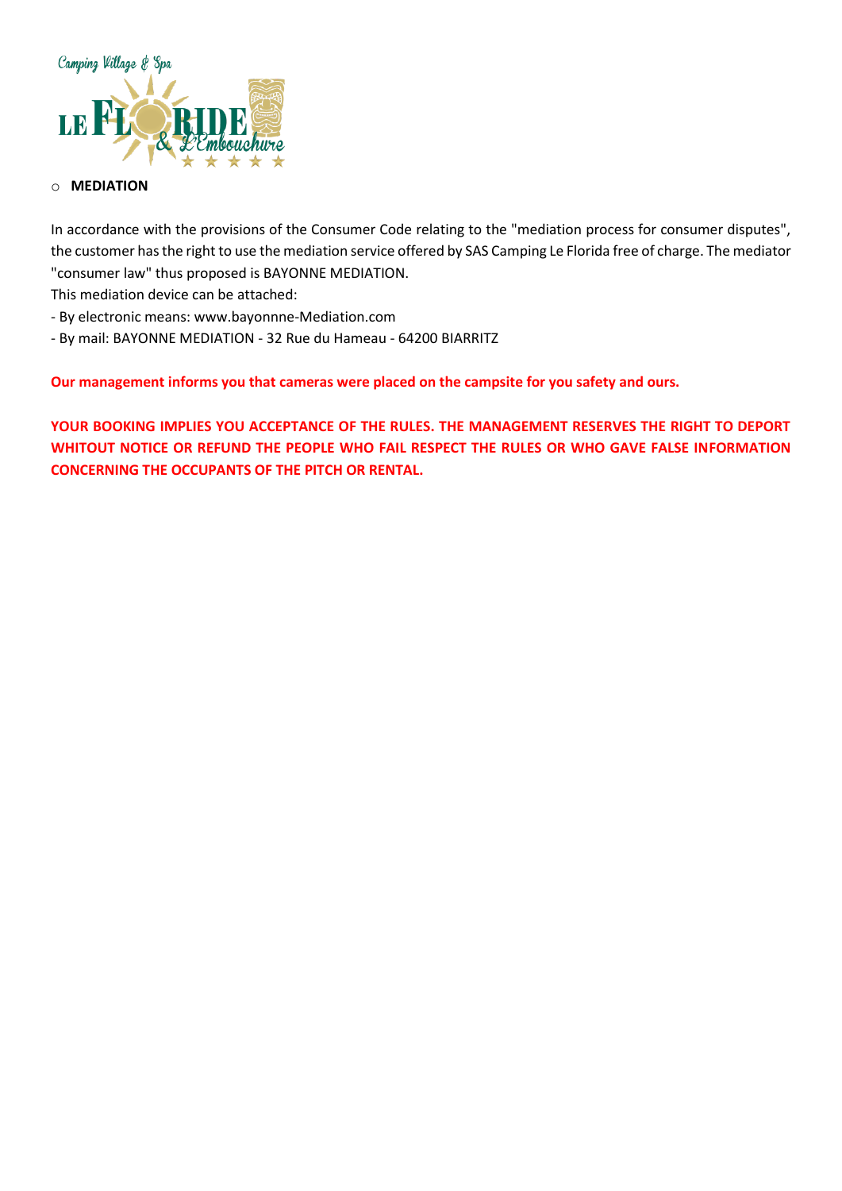- **MEDIATION**

In accordance with the provisions of the Consumer Code relating to the "mediation process for consumer disputes", the customer has the right to use the mediation service offered by SAS Camping Le Florida free of charge. The mediator "consumer law" thus proposed is BAYONNE MEDIATION.

This mediation device can be attached:

- By electronic means: www.bayonnne-Mediation.com
- By mail: BAYONNE MEDIATION - 32 Rue du Hameau - 64200 BIARRITZ

**Our management informs you that cameras were placed on the campsite for you safety and ours.**

**YOUR BOOKING IMPLIES YOU ACCEPTANCE OF THE RULES. THE MANAGEMENT RESERVES THE RIGHT TO DEPORT WHITOUT NOTICE OR REFUND THE PEOPLE WHO FAIL RESPECT THE RULES OR WHO GAVE FALSE INFORMATION CONCERNING THE OCCUPANTS OF THE PITCH OR RENTAL.**